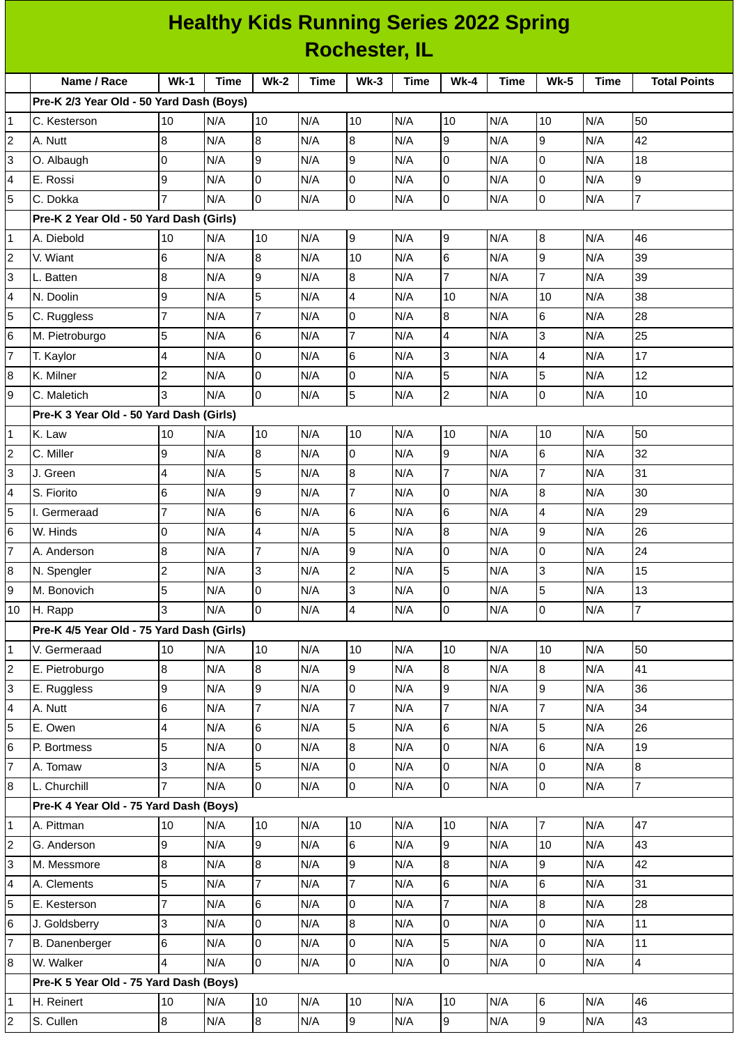# Healthy Kids Running Series 2022 Spring
## Rochester, IL

| | Name / Race | Wk-1 | Time | Wk-2 | Time | Wk-3 | Time | Wk-4 | Time | Wk-5 | Time | Total Points |
|---|---|---|---|---|---|---|---|---|---|---|---|---|
| | **Pre-K 2/3 Year Old - 50 Yard Dash (Boys)** | | | | | | | | | | | |
| 1 | C. Kesterson | 10 | N/A | 10 | N/A | 10 | N/A | 10 | N/A | 10 | N/A | 50 |
| 2 | A. Nutt | 8 | N/A | 8 | N/A | 8 | N/A | 9 | N/A | 9 | N/A | 42 |
| 3 | O. Albaugh | 0 | N/A | 9 | N/A | 9 | N/A | 0 | N/A | 0 | N/A | 18 |
| 4 | E. Rossi | 9 | N/A | 0 | N/A | 0 | N/A | 0 | N/A | 0 | N/A | 9 |
| 5 | C. Dokka | 7 | N/A | 0 | N/A | 0 | N/A | 0 | N/A | 0 | N/A | 7 |
| | **Pre-K 2 Year Old - 50 Yard Dash (Girls)** | | | | | | | | | | | |
| 1 | A. Diebold | 10 | N/A | 10 | N/A | 9 | N/A | 9 | N/A | 8 | N/A | 46 |
| 2 | V. Wiant | 6 | N/A | 8 | N/A | 10 | N/A | 6 | N/A | 9 | N/A | 39 |
| 3 | L. Batten | 8 | N/A | 9 | N/A | 8 | N/A | 7 | N/A | 7 | N/A | 39 |
| 4 | N. Doolin | 9 | N/A | 5 | N/A | 4 | N/A | 10 | N/A | 10 | N/A | 38 |
| 5 | C. Ruggless | 7 | N/A | 7 | N/A | 0 | N/A | 8 | N/A | 6 | N/A | 28 |
| 6 | M. Pietroburgo | 5 | N/A | 6 | N/A | 7 | N/A | 4 | N/A | 3 | N/A | 25 |
| 7 | T. Kaylor | 4 | N/A | 0 | N/A | 6 | N/A | 3 | N/A | 4 | N/A | 17 |
| 8 | K. Milner | 2 | N/A | 0 | N/A | 0 | N/A | 5 | N/A | 5 | N/A | 12 |
| 9 | C. Maletich | 3 | N/A | 0 | N/A | 5 | N/A | 2 | N/A | 0 | N/A | 10 |
| | **Pre-K 3 Year Old - 50 Yard Dash (Girls)** | | | | | | | | | | | |
| 1 | K. Law | 10 | N/A | 10 | N/A | 10 | N/A | 10 | N/A | 10 | N/A | 50 |
| 2 | C. Miller | 9 | N/A | 8 | N/A | 0 | N/A | 9 | N/A | 6 | N/A | 32 |
| 3 | J. Green | 4 | N/A | 5 | N/A | 8 | N/A | 7 | N/A | 7 | N/A | 31 |
| 4 | S. Fiorito | 6 | N/A | 9 | N/A | 7 | N/A | 0 | N/A | 8 | N/A | 30 |
| 5 | I. Germeraad | 7 | N/A | 6 | N/A | 6 | N/A | 6 | N/A | 4 | N/A | 29 |
| 6 | W. Hinds | 0 | N/A | 4 | N/A | 5 | N/A | 8 | N/A | 9 | N/A | 26 |
| 7 | A. Anderson | 8 | N/A | 7 | N/A | 9 | N/A | 0 | N/A | 0 | N/A | 24 |
| 8 | N. Spengler | 2 | N/A | 3 | N/A | 2 | N/A | 5 | N/A | 3 | N/A | 15 |
| 9 | M. Bonovich | 5 | N/A | 0 | N/A | 3 | N/A | 0 | N/A | 5 | N/A | 13 |
| 10 | H. Rapp | 3 | N/A | 0 | N/A | 4 | N/A | 0 | N/A | 0 | N/A | 7 |
| | **Pre-K 4/5 Year Old - 75 Yard Dash (Girls)** | | | | | | | | | | | |
| 1 | V. Germeraad | 10 | N/A | 10 | N/A | 10 | N/A | 10 | N/A | 10 | N/A | 50 |
| 2 | E. Pietroburgo | 8 | N/A | 8 | N/A | 9 | N/A | 8 | N/A | 8 | N/A | 41 |
| 3 | E. Ruggless | 9 | N/A | 9 | N/A | 0 | N/A | 9 | N/A | 9 | N/A | 36 |
| 4 | A. Nutt | 6 | N/A | 7 | N/A | 7 | N/A | 7 | N/A | 7 | N/A | 34 |
| 5 | E. Owen | 4 | N/A | 6 | N/A | 5 | N/A | 6 | N/A | 5 | N/A | 26 |
| 6 | P. Bortmess | 5 | N/A | 0 | N/A | 8 | N/A | 0 | N/A | 6 | N/A | 19 |
| 7 | A. Tomaw | 3 | N/A | 5 | N/A | 0 | N/A | 0 | N/A | 0 | N/A | 8 |
| 8 | L. Churchill | 7 | N/A | 0 | N/A | 0 | N/A | 0 | N/A | 0 | N/A | 7 |
| | **Pre-K 4 Year Old - 75 Yard Dash (Boys)** | | | | | | | | | | | |
| 1 | A. Pittman | 10 | N/A | 10 | N/A | 10 | N/A | 10 | N/A | 7 | N/A | 47 |
| 2 | G. Anderson | 9 | N/A | 9 | N/A | 6 | N/A | 9 | N/A | 10 | N/A | 43 |
| 3 | M. Messmore | 8 | N/A | 8 | N/A | 9 | N/A | 8 | N/A | 9 | N/A | 42 |
| 4 | A. Clements | 5 | N/A | 7 | N/A | 7 | N/A | 6 | N/A | 6 | N/A | 31 |
| 5 | E. Kesterson | 7 | N/A | 6 | N/A | 0 | N/A | 7 | N/A | 8 | N/A | 28 |
| 6 | J. Goldsberry | 3 | N/A | 0 | N/A | 8 | N/A | 0 | N/A | 0 | N/A | 11 |
| 7 | B. Danenberger | 6 | N/A | 0 | N/A | 0 | N/A | 5 | N/A | 0 | N/A | 11 |
| 8 | W. Walker | 4 | N/A | 0 | N/A | 0 | N/A | 0 | N/A | 0 | N/A | 4 |
| | **Pre-K 5 Year Old - 75 Yard Dash (Boys)** | | | | | | | | | | | |
| 1 | H. Reinert | 10 | N/A | 10 | N/A | 10 | N/A | 10 | N/A | 6 | N/A | 46 |
| 2 | S. Cullen | 8 | N/A | 8 | N/A | 9 | N/A | 9 | N/A | 9 | N/A | 43 |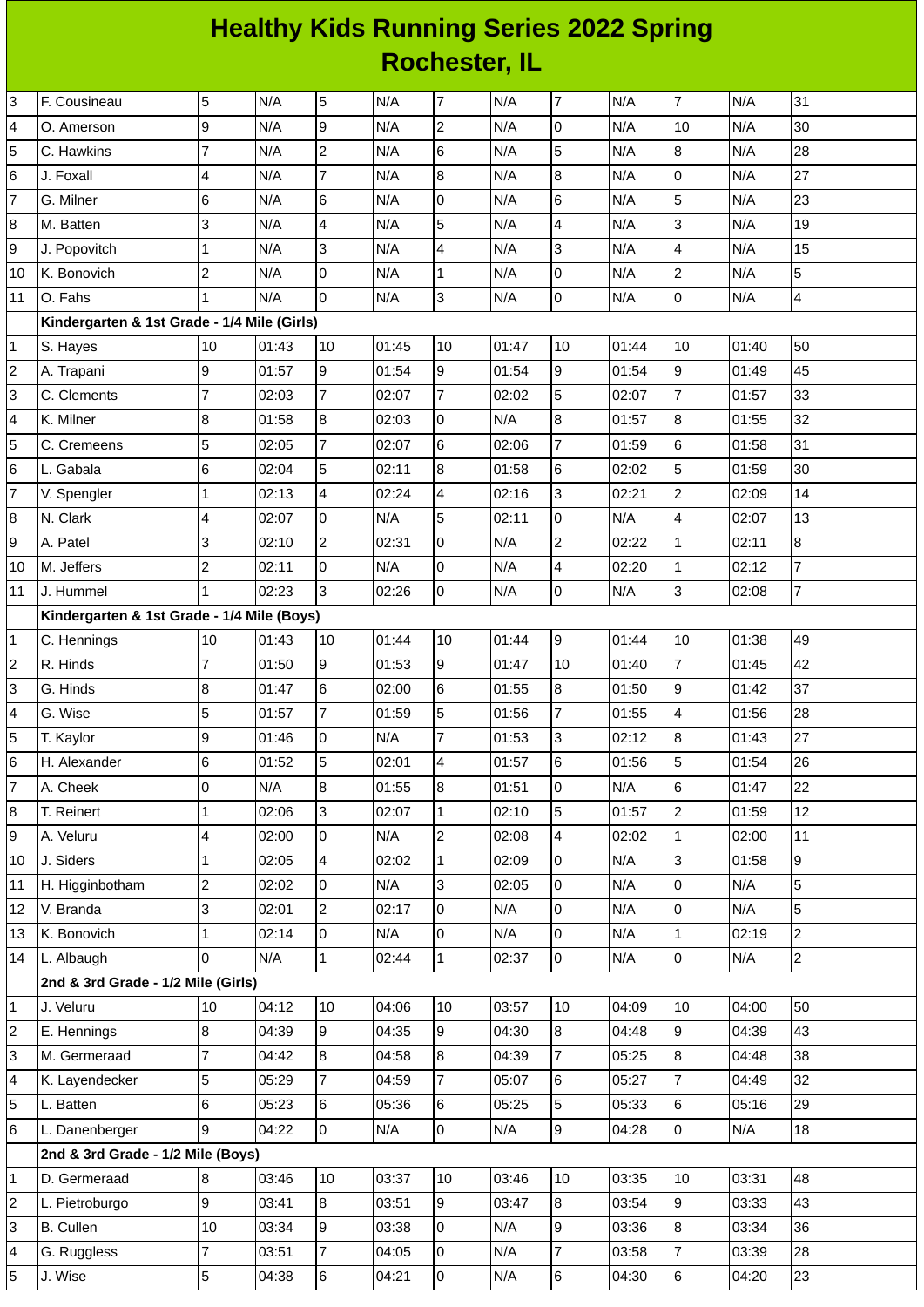# Healthy Kids Running Series 2022 Spring
## Rochester, IL

| | | | | | | | | | | | | |
|---|---|---|---|---|---|---|---|---|---|---|---|---|
| 3 | F. Cousineau | 5 | N/A | 5 | N/A | 7 | N/A | 7 | N/A | 7 | N/A | 31 |
| 4 | O. Amerson | 9 | N/A | 9 | N/A | 2 | N/A | 0 | N/A | 10 | N/A | 30 |
| 5 | C. Hawkins | 7 | N/A | 2 | N/A | 6 | N/A | 5 | N/A | 8 | N/A | 28 |
| 6 | J. Foxall | 4 | N/A | 7 | N/A | 8 | N/A | 8 | N/A | 0 | N/A | 27 |
| 7 | G. Milner | 6 | N/A | 6 | N/A | 0 | N/A | 6 | N/A | 5 | N/A | 23 |
| 8 | M. Batten | 3 | N/A | 4 | N/A | 5 | N/A | 4 | N/A | 3 | N/A | 19 |
| 9 | J. Popovitch | 1 | N/A | 3 | N/A | 4 | N/A | 3 | N/A | 4 | N/A | 15 |
| 10 | K. Bonovich | 2 | N/A | 0 | N/A | 1 | N/A | 0 | N/A | 2 | N/A | 5 |
| 11 | O. Fahs | 1 | N/A | 0 | N/A | 3 | N/A | 0 | N/A | 0 | N/A | 4 |
| | **Kindergarten & 1st Grade - 1/4 Mile (Girls)** | | | | | | | | | | | |
| 1 | S. Hayes | 10 | 01:43 | 10 | 01:45 | 10 | 01:47 | 10 | 01:44 | 10 | 01:40 | 50 |
| 2 | A. Trapani | 9 | 01:57 | 9 | 01:54 | 9 | 01:54 | 9 | 01:54 | 9 | 01:49 | 45 |
| 3 | C. Clements | 7 | 02:03 | 7 | 02:07 | 7 | 02:02 | 5 | 02:07 | 7 | 01:57 | 33 |
| 4 | K. Milner | 8 | 01:58 | 8 | 02:03 | 0 | N/A | 8 | 01:57 | 8 | 01:55 | 32 |
| 5 | C. Cremeens | 5 | 02:05 | 7 | 02:07 | 6 | 02:06 | 7 | 01:59 | 6 | 01:58 | 31 |
| 6 | L. Gabala | 6 | 02:04 | 5 | 02:11 | 8 | 01:58 | 6 | 02:02 | 5 | 01:59 | 30 |
| 7 | V. Spengler | 1 | 02:13 | 4 | 02:24 | 4 | 02:16 | 3 | 02:21 | 2 | 02:09 | 14 |
| 8 | N. Clark | 4 | 02:07 | 0 | N/A | 5 | 02:11 | 0 | N/A | 4 | 02:07 | 13 |
| 9 | A. Patel | 3 | 02:10 | 2 | 02:31 | 0 | N/A | 2 | 02:22 | 1 | 02:11 | 8 |
| 10 | M. Jeffers | 2 | 02:11 | 0 | N/A | 0 | N/A | 4 | 02:20 | 1 | 02:12 | 7 |
| 11 | J. Hummel | 1 | 02:23 | 3 | 02:26 | 0 | N/A | 0 | N/A | 3 | 02:08 | 7 |
| | **Kindergarten & 1st Grade - 1/4 Mile (Boys)** | | | | | | | | | | | |
| 1 | C. Hennings | 10 | 01:43 | 10 | 01:44 | 10 | 01:44 | 9 | 01:44 | 10 | 01:38 | 49 |
| 2 | R. Hinds | 7 | 01:50 | 9 | 01:53 | 9 | 01:47 | 10 | 01:40 | 7 | 01:45 | 42 |
| 3 | G. Hinds | 8 | 01:47 | 6 | 02:00 | 6 | 01:55 | 8 | 01:50 | 9 | 01:42 | 37 |
| 4 | G. Wise | 5 | 01:57 | 7 | 01:59 | 5 | 01:56 | 7 | 01:55 | 4 | 01:56 | 28 |
| 5 | T. Kaylor | 9 | 01:46 | 0 | N/A | 7 | 01:53 | 3 | 02:12 | 8 | 01:43 | 27 |
| 6 | H. Alexander | 6 | 01:52 | 5 | 02:01 | 4 | 01:57 | 6 | 01:56 | 5 | 01:54 | 26 |
| 7 | A. Cheek | 0 | N/A | 8 | 01:55 | 8 | 01:51 | 0 | N/A | 6 | 01:47 | 22 |
| 8 | T. Reinert | 1 | 02:06 | 3 | 02:07 | 1 | 02:10 | 5 | 01:57 | 2 | 01:59 | 12 |
| 9 | A. Veluru | 4 | 02:00 | 0 | N/A | 2 | 02:08 | 4 | 02:02 | 1 | 02:00 | 11 |
| 10 | J. Siders | 1 | 02:05 | 4 | 02:02 | 1 | 02:09 | 0 | N/A | 3 | 01:58 | 9 |
| 11 | H. Higginbotham | 2 | 02:02 | 0 | N/A | 3 | 02:05 | 0 | N/A | 0 | N/A | 5 |
| 12 | V. Branda | 3 | 02:01 | 2 | 02:17 | 0 | N/A | 0 | N/A | 0 | N/A | 5 |
| 13 | K. Bonovich | 1 | 02:14 | 0 | N/A | 0 | N/A | 0 | N/A | 1 | 02:19 | 2 |
| 14 | L. Albaugh | 0 | N/A | 1 | 02:44 | 1 | 02:37 | 0 | N/A | 0 | N/A | 2 |
| | **2nd & 3rd Grade - 1/2 Mile (Girls)** | | | | | | | | | | | |
| 1 | J. Veluru | 10 | 04:12 | 10 | 04:06 | 10 | 03:57 | 10 | 04:09 | 10 | 04:00 | 50 |
| 2 | E. Hennings | 8 | 04:39 | 9 | 04:35 | 9 | 04:30 | 8 | 04:48 | 9 | 04:39 | 43 |
| 3 | M. Germeraad | 7 | 04:42 | 8 | 04:58 | 8 | 04:39 | 7 | 05:25 | 8 | 04:48 | 38 |
| 4 | K. Layendecker | 5 | 05:29 | 7 | 04:59 | 7 | 05:07 | 6 | 05:27 | 7 | 04:49 | 32 |
| 5 | L. Batten | 6 | 05:23 | 6 | 05:36 | 6 | 05:25 | 5 | 05:33 | 6 | 05:16 | 29 |
| 6 | L. Danenberger | 9 | 04:22 | 0 | N/A | 0 | N/A | 9 | 04:28 | 0 | N/A | 18 |
| | **2nd & 3rd Grade - 1/2 Mile (Boys)** | | | | | | | | | | | |
| 1 | D. Germeraad | 8 | 03:46 | 10 | 03:37 | 10 | 03:46 | 10 | 03:35 | 10 | 03:31 | 48 |
| 2 | L. Pietroburgo | 9 | 03:41 | 8 | 03:51 | 9 | 03:47 | 8 | 03:54 | 9 | 03:33 | 43 |
| 3 | B. Cullen | 10 | 03:34 | 9 | 03:38 | 0 | N/A | 9 | 03:36 | 8 | 03:34 | 36 |
| 4 | G. Ruggless | 7 | 03:51 | 7 | 04:05 | 0 | N/A | 7 | 03:58 | 7 | 03:39 | 28 |
| 5 | J. Wise | 5 | 04:38 | 6 | 04:21 | 0 | N/A | 6 | 04:30 | 6 | 04:20 | 23 |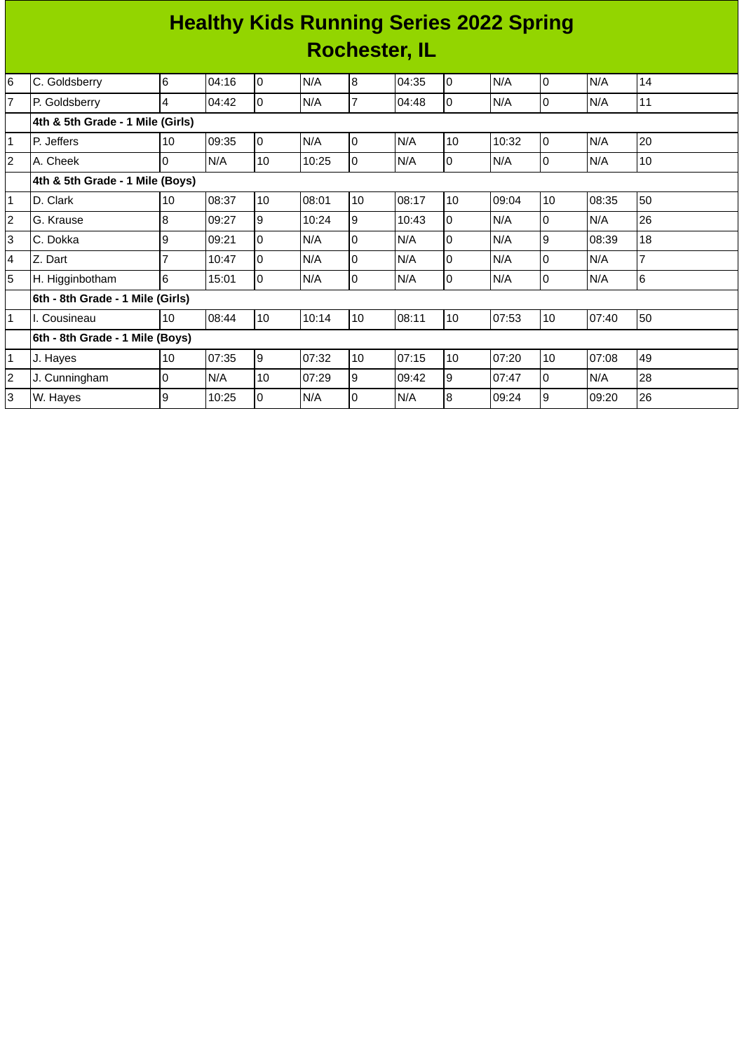# Healthy Kids Running Series 2022 Spring
## Rochester, IL

| | | | | | | | | | | | | |
|---|---|---|---|---|---|---|---|---|---|---|---|---|
| 6 | C. Goldsberry | 6 | 04:16 | 0 | N/A | 8 | 04:35 | 0 | N/A | 0 | N/A | 14 |
| 7 | P. Goldsberry | 4 | 04:42 | 0 | N/A | 7 | 04:48 | 0 | N/A | 0 | N/A | 11 |
| | **4th & 5th Grade - 1 Mile (Girls)** | | | | | | | | | | | |
| 1 | P. Jeffers | 10 | 09:35 | 0 | N/A | 0 | N/A | 10 | 10:32 | 0 | N/A | 20 |
| 2 | A. Cheek | 0 | N/A | 10 | 10:25 | 0 | N/A | 0 | N/A | 0 | N/A | 10 |
| | **4th & 5th Grade - 1 Mile (Boys)** | | | | | | | | | | | |
| 1 | D. Clark | 10 | 08:37 | 10 | 08:01 | 10 | 08:17 | 10 | 09:04 | 10 | 08:35 | 50 |
| 2 | G. Krause | 8 | 09:27 | 9 | 10:24 | 9 | 10:43 | 0 | N/A | 0 | N/A | 26 |
| 3 | C. Dokka | 9 | 09:21 | 0 | N/A | 0 | N/A | 0 | N/A | 9 | 08:39 | 18 |
| 4 | Z. Dart | 7 | 10:47 | 0 | N/A | 0 | N/A | 0 | N/A | 0 | N/A | 7 |
| 5 | H. Higginbotham | 6 | 15:01 | 0 | N/A | 0 | N/A | 0 | N/A | 0 | N/A | 6 |
| | **6th - 8th Grade - 1 Mile (Girls)** | | | | | | | | | | | |
| 1 | I. Cousineau | 10 | 08:44 | 10 | 10:14 | 10 | 08:11 | 10 | 07:53 | 10 | 07:40 | 50 |
| | **6th - 8th Grade - 1 Mile (Boys)** | | | | | | | | | | | |
| 1 | J. Hayes | 10 | 07:35 | 9 | 07:32 | 10 | 07:15 | 10 | 07:20 | 10 | 07:08 | 49 |
| 2 | J. Cunningham | 0 | N/A | 10 | 07:29 | 9 | 09:42 | 9 | 07:47 | 0 | N/A | 28 |
| 3 | W. Hayes | 9 | 10:25 | 0 | N/A | 0 | N/A | 8 | 09:24 | 9 | 09:20 | 26 |